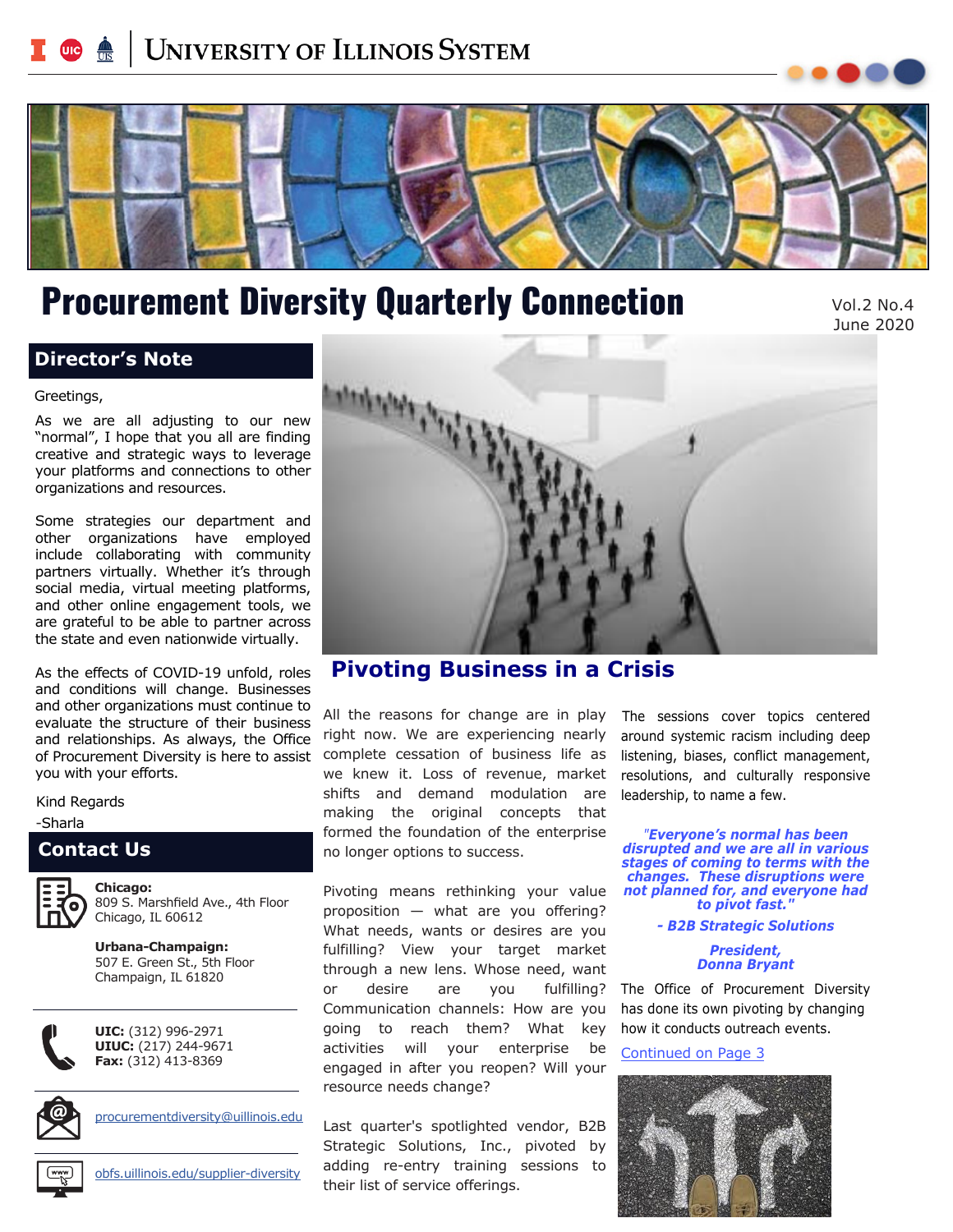# Procurement Diversity Quarterly Connection

Vol.2 No.4
June 2020

## Director's Note

Greetings,

As we are all adjusting to our new "normal", I hope that you all are finding creative and strategic ways to leverage your platforms and connections to other organizations and resources.

Some strategies our department and other organizations have employed include collaborating with community partners virtually. Whether it's through social media, virtual meeting platforms, and other online engagement tools, we are grateful to be able to partner across the state and even nationwide virtually.

As the effects of COVID-19 unfold, roles and conditions will change. Businesses and other organizations must continue to evaluate the structure of their business and relationships. As always, the Office of Procurement Diversity is here to assist you with your efforts.

Kind Regards

-Sharla

## Contact Us

**Chicago:**
809 S. Marshfield Ave., 4th Floor
Chicago, IL 60612

**Urbana-Champaign:**
507 E. Green St., 5th Floor
Champaign, IL 61820

**UIC:** (312) 996-2971
**UIUC:** (217) 244-9671
**Fax:** (312) 413-8369

procurementdiversity@uillinois.edu

obfs.uillinois.edu/supplier-diversity

## Pivoting Business in a Crisis

All the reasons for change are in play right now. We are experiencing nearly complete cessation of business life as we knew it. Loss of revenue, market shifts and demand modulation are making the original concepts that formed the foundation of the enterprise no longer options to success.

Pivoting means rethinking your value proposition — what are you offering? What needs, wants or desires are you fulfilling? View your target market through a new lens. Whose need, want or desire are you fulfilling? Communication channels: How are you going to reach them? What key activities will your enterprise be engaged in after you reopen? Will your resource needs change?

Last quarter's spotlighted vendor, B2B Strategic Solutions, Inc., pivoted by adding re-entry training sessions to their list of service offerings.

The sessions cover topics centered around systemic racism including deep listening, biases, conflict management, resolutions, and culturally responsive leadership, to name a few.

> ***"Everyone's normal has been disrupted and we are all in various stages of coming to terms with the changes. These disruptions were not planned for, and everyone had to pivot fast."***
>
> ***- B2B Strategic Solutions***
>
> ***President,***
> ***Donna Bryant***

The Office of Procurement Diversity has done its own pivoting by changing how it conducts outreach events.

Continued on Page 3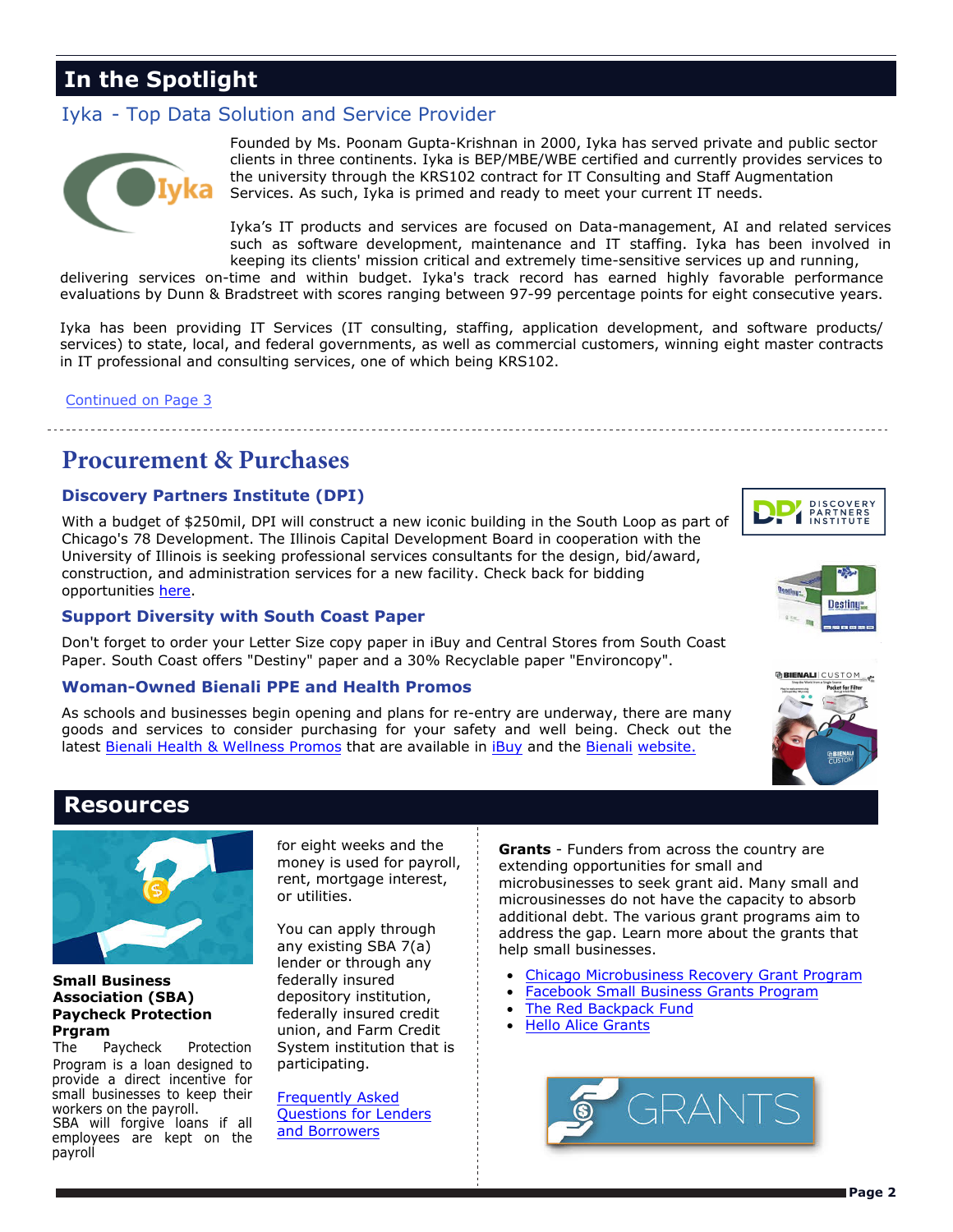## In the Spotlight

### Iyka - Top Data Solution and Service Provider

Founded by Ms. Poonam Gupta-Krishnan in 2000, Iyka has served private and public sector clients in three continents. Iyka is BEP/MBE/WBE certified and currently provides services to the university through the KRS102 contract for IT Consulting and Staff Augmentation Services. As such, Iyka is primed and ready to meet your current IT needs.

Iyka's IT products and services are focused on Data-management, AI and related services such as software development, maintenance and IT staffing. Iyka has been involved in keeping its clients' mission critical and extremely time-sensitive services up and running, delivering services on-time and within budget. Iyka's track record has earned highly favorable performance evaluations by Dunn & Bradstreet with scores ranging between 97-99 percentage points for eight consecutive years.

Iyka has been providing IT Services (IT consulting, staffing, application development, and software products/services) to state, local, and federal governments, as well as commercial customers, winning eight master contracts in IT professional and consulting services, one of which being KRS102.

Continued on Page 3

## Procurement & Purchases

### Discovery Partners Institute (DPI)

With a budget of $250mil, DPI will construct a new iconic building in the South Loop as part of Chicago's 78 Development. The Illinois Capital Development Board in cooperation with the University of Illinois is seeking professional services consultants for the design, bid/award, construction, and administration services for a new facility. Check back for bidding opportunities here.

### Support Diversity with South Coast Paper

Don't forget to order your Letter Size copy paper in iBuy and Central Stores from South Coast Paper. South Coast offers "Destiny" paper and a 30% Recyclable paper "Environcopy".

### Woman-Owned Bienali PPE and Health Promos

As schools and businesses begin opening and plans for re-entry are underway, there are many goods and services to consider purchasing for your safety and well being. Check out the latest Bienali Health & Wellness Promos that are available in iBuy and the Bienali website.

## Resources

**Small Business Association (SBA) Paycheck Protection Prgram**

The Paycheck Protection Program is a loan designed to provide a direct incentive for small businesses to keep their workers on the payroll. SBA will forgive loans if all employees are kept on the payroll for eight weeks and the money is used for payroll, rent, mortgage interest, or utilities.

You can apply through any existing SBA 7(a) lender or through any federally insured depository institution, federally insured credit union, and Farm Credit System institution that is participating.

Frequently Asked Questions for Lenders and Borrowers

**Grants** - Funders from across the country are extending opportunities for small and microbusinesses to seek grant aid. Many small and microsusinesses do not have the capacity to absorb additional debt. The various grant programs aim to address the gap. Learn more about the grants that help small businesses.

- Chicago Microbusiness Recovery Grant Program
- Facebook Small Business Grants Program
- The Red Backpack Fund
- Hello Alice Grants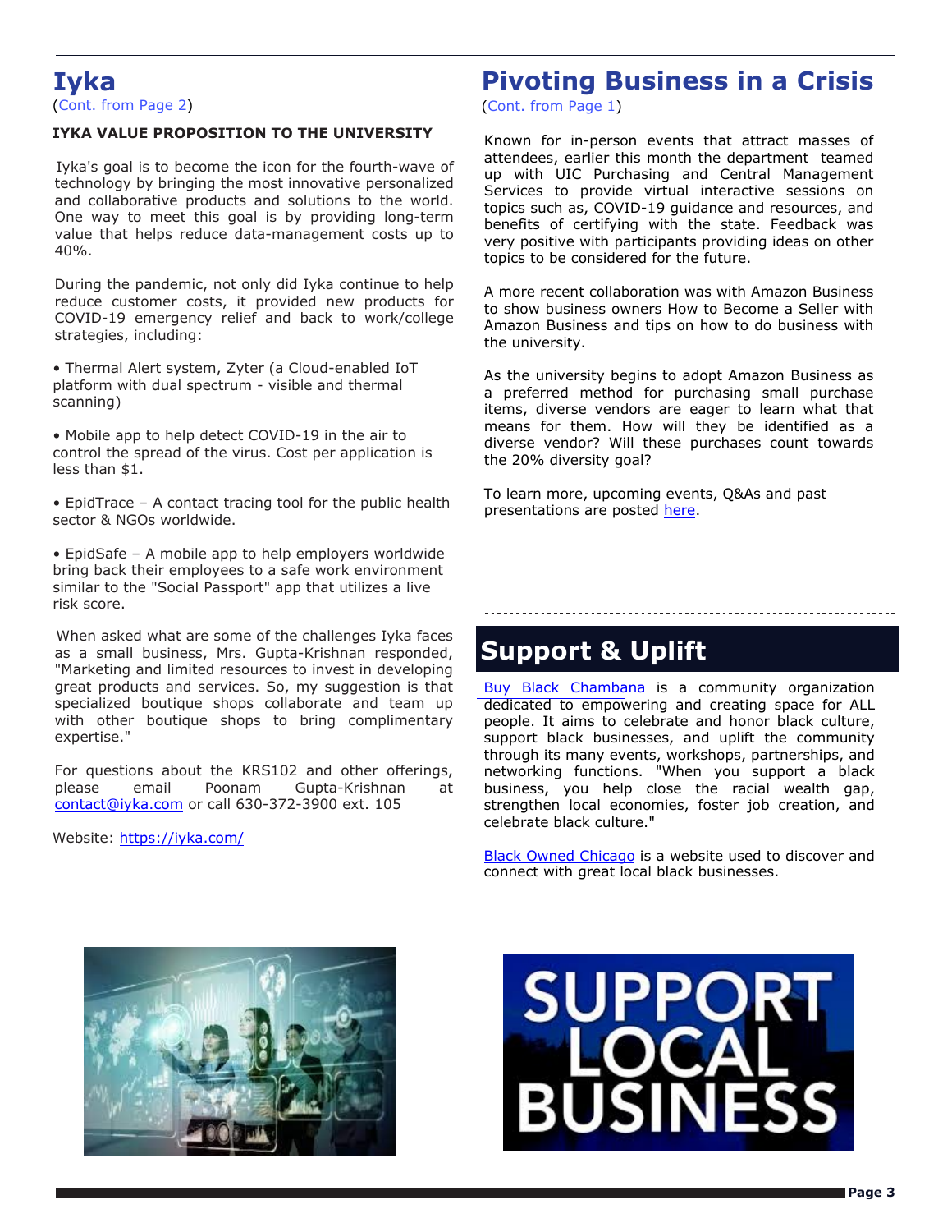# Iyka

(Cont. from Page 2)

**IYKA VALUE PROPOSITION TO THE UNIVERSITY**

Iyka's goal is to become the icon for the fourth-wave of technology by bringing the most innovative personalized and collaborative products and solutions to the world. One way to meet this goal is by providing long-term value that helps reduce data-management costs up to 40%.

During the pandemic, not only did Iyka continue to help reduce customer costs, it provided new products for COVID-19 emergency relief and back to work/college strategies, including:

• Thermal Alert system, Zyter (a Cloud-enabled IoT platform with dual spectrum - visible and thermal scanning)

• Mobile app to help detect COVID-19 in the air to control the spread of the virus. Cost per application is less than $1.

• EpidTrace – A contact tracing tool for the public health sector & NGOs worldwide.

• EpidSafe – A mobile app to help employers worldwide bring back their employees to a safe work environment similar to the "Social Passport" app that utilizes a live risk score.

When asked what are some of the challenges Iyka faces as a small business, Mrs. Gupta-Krishnan responded, "Marketing and limited resources to invest in developing great products and services. So, my suggestion is that specialized boutique shops collaborate and team up with other boutique shops to bring complimentary expertise."

For questions about the KRS102 and other offerings, please email Poonam Gupta-Krishnan at contact@iyka.com or call 630-372-3900 ext. 105

Website: https://iyka.com/

# Pivoting Business in a Crisis

(Cont. from Page 1)

Known for in-person events that attract masses of attendees, earlier this month the department teamed up with UIC Purchasing and Central Management Services to provide virtual interactive sessions on topics such as, COVID-19 guidance and resources, and benefits of certifying with the state. Feedback was very positive with participants providing ideas on other topics to be considered for the future.

A more recent collaboration was with Amazon Business to show business owners How to Become a Seller with Amazon Business and tips on how to do business with the university.

As the university begins to adopt Amazon Business as a preferred method for purchasing small purchase items, diverse vendors are eager to learn what that means for them. How will they be identified as a diverse vendor? Will these purchases count towards the 20% diversity goal?

To learn more, upcoming events, Q&As and past presentations are posted here.

# Support & Uplift

Buy Black Chambana is a community organization dedicated to empowering and creating space for ALL people. It aims to celebrate and honor black culture, support black businesses, and uplift the community through its many events, workshops, partnerships, and networking functions. "When you support a black business, you help close the racial wealth gap, strengthen local economies, foster job creation, and celebrate black culture."

Black Owned Chicago is a website used to discover and connect with great local black businesses.